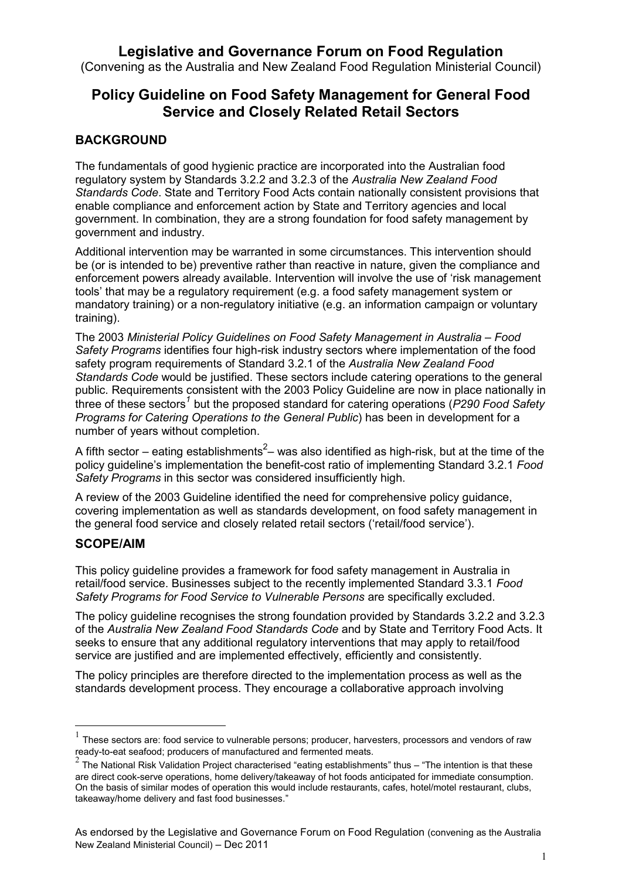# Legislative and Governance Forum on Food Regulation

(Convening as the Australia and New Zealand Food Regulation Ministerial Council)

# Policy Guideline on Food Safety Management for General Food Service and Closely Related Retail Sectors

## BACKGROUND

The fundamentals of good hygienic practice are incorporated into the Australian food regulatory system by Standards 3.2.2 and 3.2.3 of the *Australia New Zealand Food Standards Code*. State and Territory Food Acts contain nationally consistent provisions that enable compliance and enforcement action by State and Territory agencies and local government. In combination, they are a strong foundation for food safety management by government and industry.

Additional intervention may be warranted in some circumstances. This intervention should be (or is intended to be) preventive rather than reactive in nature, given the compliance and enforcement powers already available. Intervention will involve the use of 'risk management tools' that may be a regulatory requirement (e.g. a food safety management system or mandatory training) or a non-regulatory initiative (e.g. an information campaign or voluntary training).

The 2003 *Ministerial Policy Guidelines on Food Safety Management in Australia – Food Safety Programs* identifies four high-risk industry sectors where implementation of the food safety program requirements of Standard 3.2.1 of the *Australia New Zealand Food Standards Code* would be justified. These sectors include catering operations to the general public. Requirements consistent with the 2003 Policy Guideline are now in place nationally in three of these sectors[1] but the proposed standard for catering operations (*P290 Food Safety Programs for Catering Operations to the General Public*) has been in development for a number of years without completion.

A fifth sector – eating establishments[2]– was also identified as high-risk, but at the time of the policy guideline's implementation the benefit-cost ratio of implementing Standard 3.2.1 *Food Safety Programs* in this sector was considered insufficiently high.

A review of the 2003 Guideline identified the need for comprehensive policy guidance, covering implementation as well as standards development, on food safety management in the general food service and closely related retail sectors ('retail/food service').

## SCOPE/AIM

This policy guideline provides a framework for food safety management in Australia in retail/food service. Businesses subject to the recently implemented Standard 3.3.1 *Food Safety Programs for Food Service to Vulnerable Persons* are specifically excluded.

The policy guideline recognises the strong foundation provided by Standards 3.2.2 and 3.2.3 of the *Australia New Zealand Food Standards Code* and by State and Territory Food Acts. It seeks to ensure that any additional regulatory interventions that may apply to retail/food service are justified and are implemented effectively, efficiently and consistently.

The policy principles are therefore directed to the implementation process as well as the standards development process. They encourage a collaborative approach involving

[1] These sectors are: food service to vulnerable persons; producer, harvesters, processors and vendors of raw ready-to-eat seafood; producers of manufactured and fermented meats.

[2] The National Risk Validation Project characterised "eating establishments" thus – "The intention is that these are direct cook-serve operations, home delivery/takeaway of hot foods anticipated for immediate consumption. On the basis of similar modes of operation this would include restaurants, cafes, hotel/motel restaurant, clubs, takeaway/home delivery and fast food businesses."

As endorsed by the Legislative and Governance Forum on Food Regulation (convening as the Australia New Zealand Ministerial Council) – Dec 2011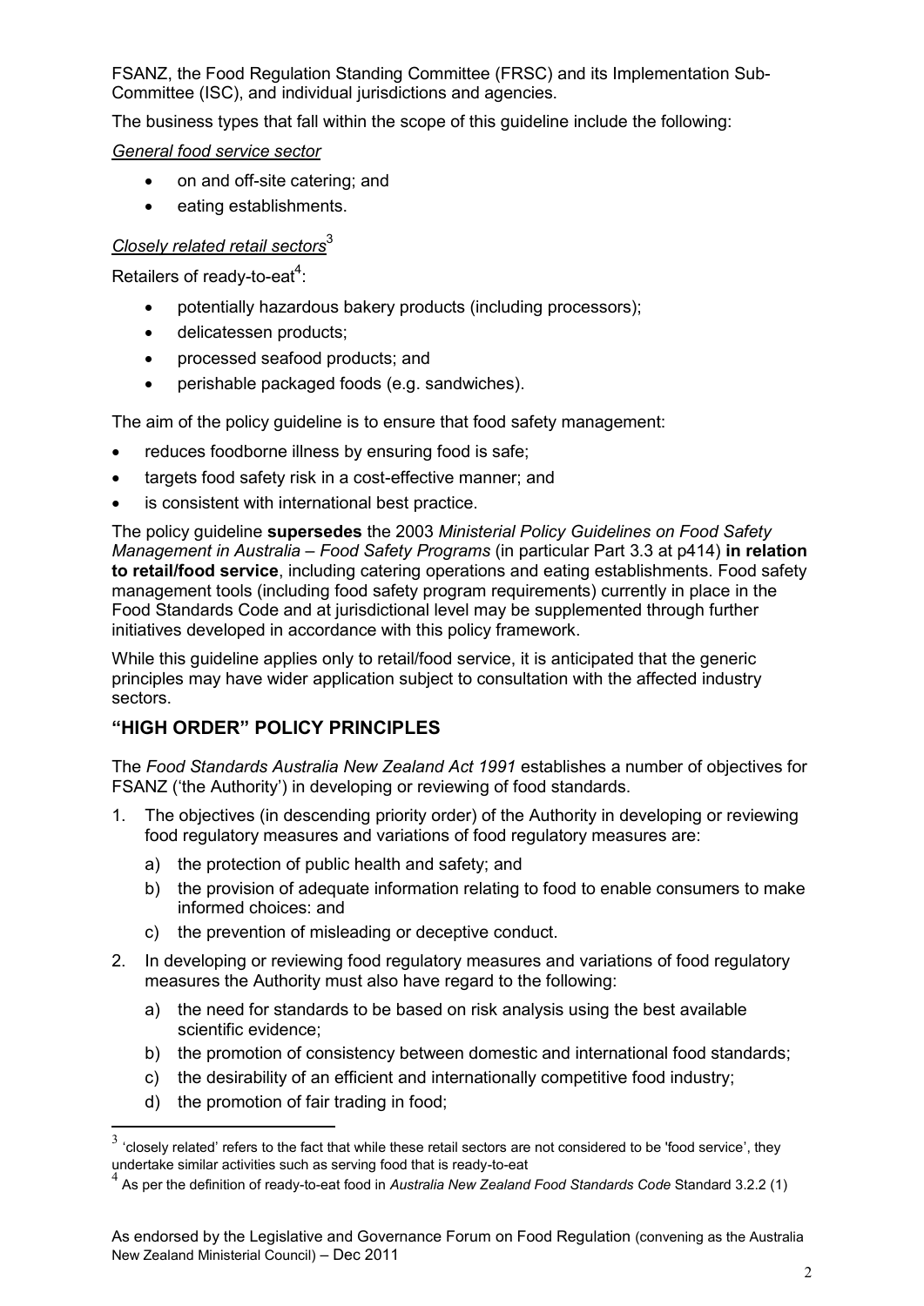FSANZ, the Food Regulation Standing Committee (FRSC) and its Implementation Sub-Committee (ISC), and individual jurisdictions and agencies.

The business types that fall within the scope of this guideline include the following:

*General food service sector*

- on and off-site catering; and
- eating establishments.

*Closely related retail sectors*[3]

Retailers of ready-to-eat[4]:

- potentially hazardous bakery products (including processors);
- delicatessen products;
- processed seafood products; and
- perishable packaged foods (e.g. sandwiches).

The aim of the policy guideline is to ensure that food safety management:

- reduces foodborne illness by ensuring food is safe;
- targets food safety risk in a cost-effective manner; and
- is consistent with international best practice.

The policy guideline **supersedes** the 2003 *Ministerial Policy Guidelines on Food Safety Management in Australia – Food Safety Programs* (in particular Part 3.3 at p414) **in relation to retail/food service**, including catering operations and eating establishments. Food safety management tools (including food safety program requirements) currently in place in the Food Standards Code and at jurisdictional level may be supplemented through further initiatives developed in accordance with this policy framework.

While this guideline applies only to retail/food service, it is anticipated that the generic principles may have wider application subject to consultation with the affected industry sectors.

## "HIGH ORDER" POLICY PRINCIPLES

The *Food Standards Australia New Zealand Act 1991* establishes a number of objectives for FSANZ ('the Authority') in developing or reviewing of food standards.

1. The objectives (in descending priority order) of the Authority in developing or reviewing food regulatory measures and variations of food regulatory measures are:
   a) the protection of public health and safety; and
   b) the provision of adequate information relating to food to enable consumers to make informed choices: and
   c) the prevention of misleading or deceptive conduct.
2. In developing or reviewing food regulatory measures and variations of food regulatory measures the Authority must also have regard to the following:
   a) the need for standards to be based on risk analysis using the best available scientific evidence;
   b) the promotion of consistency between domestic and international food standards;
   c) the desirability of an efficient and internationally competitive food industry;
   d) the promotion of fair trading in food;

[3] 'closely related' refers to the fact that while these retail sectors are not considered to be 'food service', they undertake similar activities such as serving food that is ready-to-eat

[4] As per the definition of ready-to-eat food in *Australia New Zealand Food Standards Code* Standard 3.2.2 (1)

As endorsed by the Legislative and Governance Forum on Food Regulation (convening as the Australia New Zealand Ministerial Council) – Dec 2011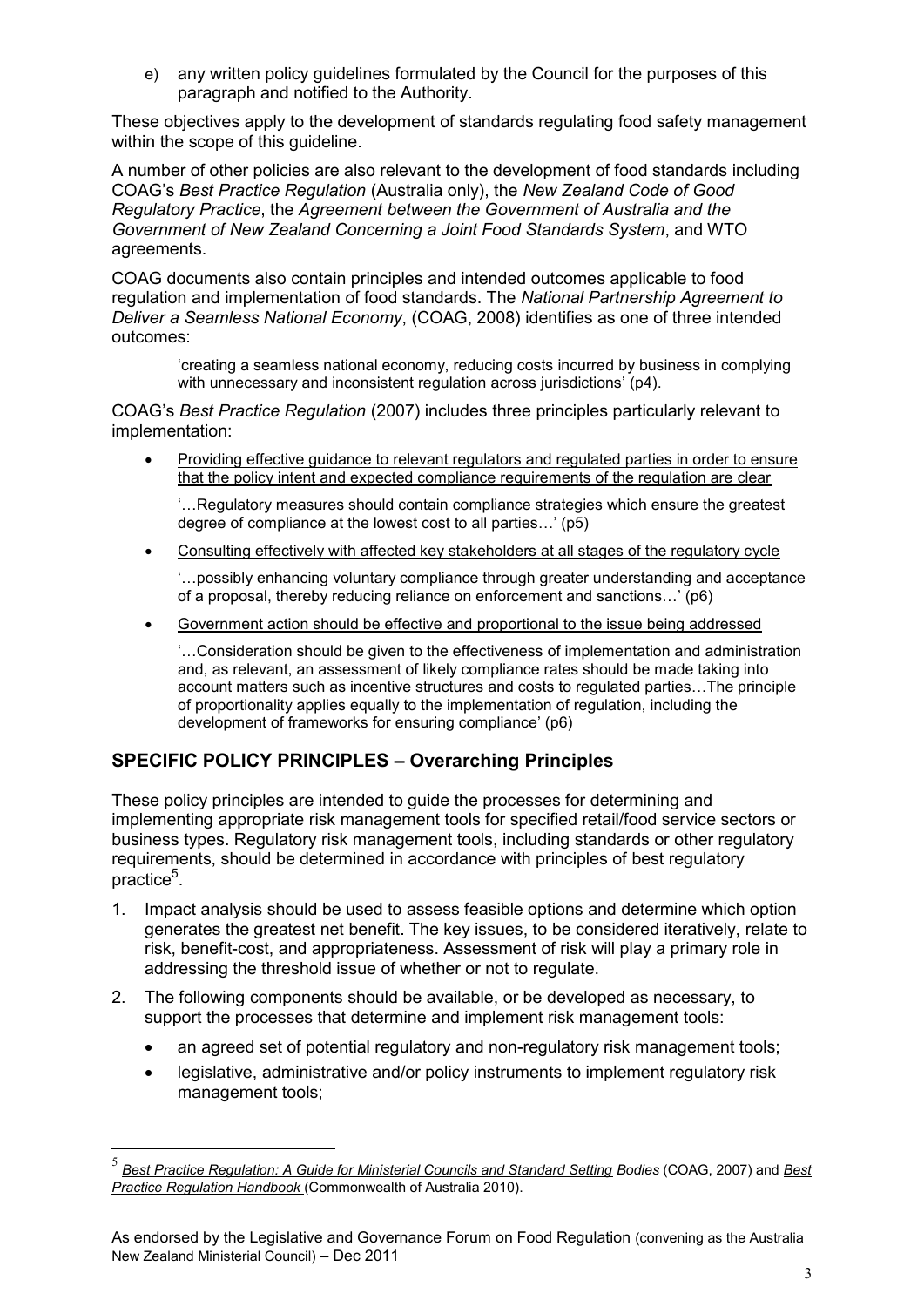e) any written policy guidelines formulated by the Council for the purposes of this paragraph and notified to the Authority.

These objectives apply to the development of standards regulating food safety management within the scope of this guideline.

A number of other policies are also relevant to the development of food standards including COAG's *Best Practice Regulation* (Australia only), the *New Zealand Code of Good Regulatory Practice*, the *Agreement between the Government of Australia and the Government of New Zealand Concerning a Joint Food Standards System*, and WTO agreements.

COAG documents also contain principles and intended outcomes applicable to food regulation and implementation of food standards. The *National Partnership Agreement to Deliver a Seamless National Economy*, (COAG, 2008) identifies as one of three intended outcomes:

> 'creating a seamless national economy, reducing costs incurred by business in complying with unnecessary and inconsistent regulation across jurisdictions' (p4).

COAG's *Best Practice Regulation* (2007) includes three principles particularly relevant to implementation:

- Providing effective guidance to relevant regulators and regulated parties in order to ensure that the policy intent and expected compliance requirements of the regulation are clear

  '…Regulatory measures should contain compliance strategies which ensure the greatest degree of compliance at the lowest cost to all parties…' (p5)

- Consulting effectively with affected key stakeholders at all stages of the regulatory cycle

  '…possibly enhancing voluntary compliance through greater understanding and acceptance of a proposal, thereby reducing reliance on enforcement and sanctions…' (p6)

- Government action should be effective and proportional to the issue being addressed

  '…Consideration should be given to the effectiveness of implementation and administration and, as relevant, an assessment of likely compliance rates should be made taking into account matters such as incentive structures and costs to regulated parties…The principle of proportionality applies equally to the implementation of regulation, including the development of frameworks for ensuring compliance' (p6)

## SPECIFIC POLICY PRINCIPLES – Overarching Principles

These policy principles are intended to guide the processes for determining and implementing appropriate risk management tools for specified retail/food service sectors or business types. Regulatory risk management tools, including standards or other regulatory requirements, should be determined in accordance with principles of best regulatory practice[5].

1. Impact analysis should be used to assess feasible options and determine which option generates the greatest net benefit. The key issues, to be considered iteratively, relate to risk, benefit-cost, and appropriateness. Assessment of risk will play a primary role in addressing the threshold issue of whether or not to regulate.
2. The following components should be available, or be developed as necessary, to support the processes that determine and implement risk management tools:
   - an agreed set of potential regulatory and non-regulatory risk management tools;
   - legislative, administrative and/or policy instruments to implement regulatory risk management tools;

[5] *Best Practice Regulation: A Guide for Ministerial Councils and Standard Setting Bodies* (COAG, 2007) and *Best Practice Regulation Handbook* (Commonwealth of Australia 2010).

As endorsed by the Legislative and Governance Forum on Food Regulation (convening as the Australia New Zealand Ministerial Council) – Dec 2011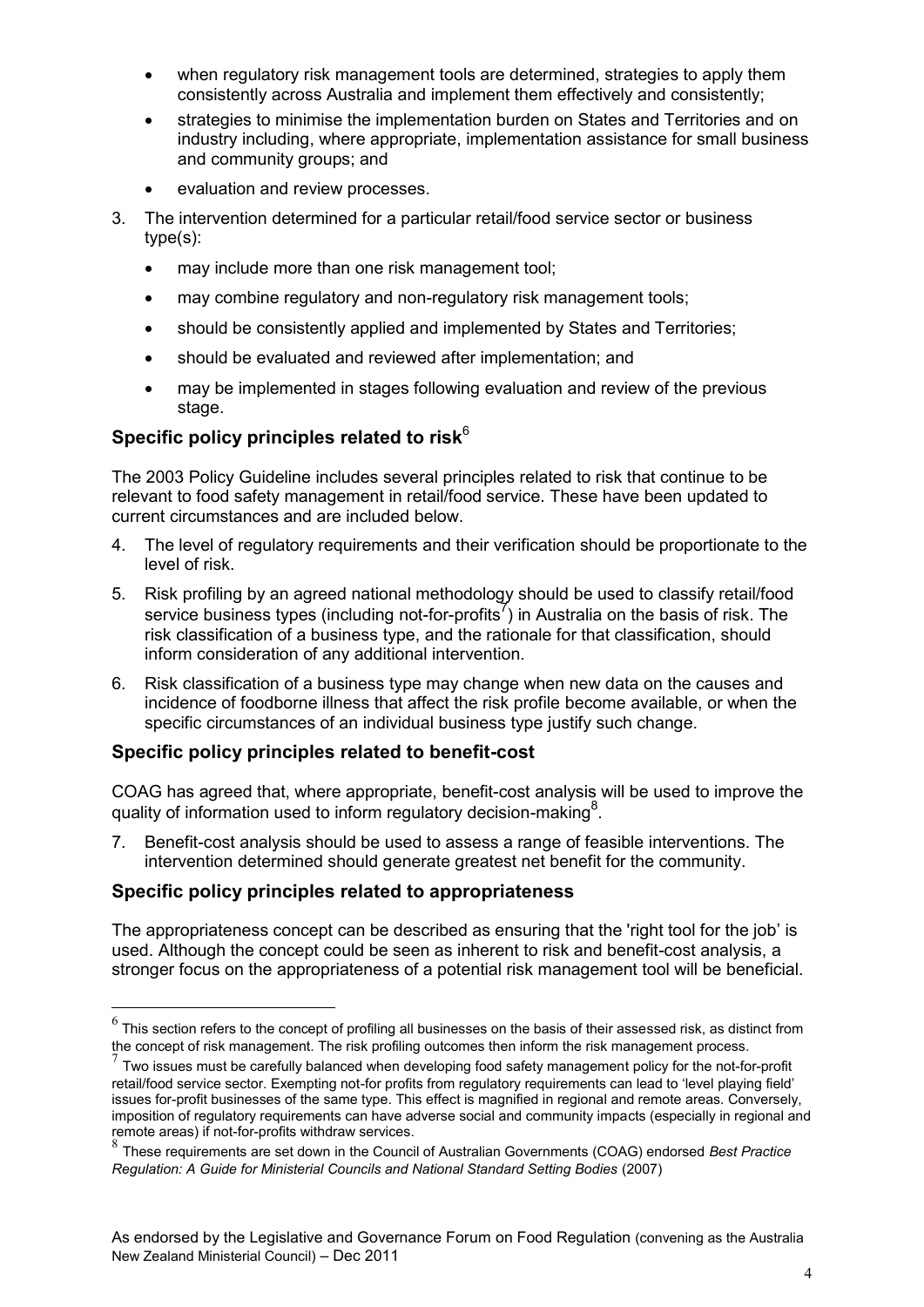- when regulatory risk management tools are determined, strategies to apply them consistently across Australia and implement them effectively and consistently;
- strategies to minimise the implementation burden on States and Territories and on industry including, where appropriate, implementation assistance for small business and community groups; and
- evaluation and review processes.

3. The intervention determined for a particular retail/food service sector or business type(s):
   - may include more than one risk management tool;
   - may combine regulatory and non-regulatory risk management tools;
   - should be consistently applied and implemented by States and Territories;
   - should be evaluated and reviewed after implementation; and
   - may be implemented in stages following evaluation and review of the previous stage.

### Specific policy principles related to risk[6]

The 2003 Policy Guideline includes several principles related to risk that continue to be relevant to food safety management in retail/food service. These have been updated to current circumstances and are included below.

4. The level of regulatory requirements and their verification should be proportionate to the level of risk.
5. Risk profiling by an agreed national methodology should be used to classify retail/food service business types (including not-for-profits[7]) in Australia on the basis of risk. The risk classification of a business type, and the rationale for that classification, should inform consideration of any additional intervention.
6. Risk classification of a business type may change when new data on the causes and incidence of foodborne illness that affect the risk profile become available, or when the specific circumstances of an individual business type justify such change.

### Specific policy principles related to benefit-cost

COAG has agreed that, where appropriate, benefit-cost analysis will be used to improve the quality of information used to inform regulatory decision-making[8].

7. Benefit-cost analysis should be used to assess a range of feasible interventions. The intervention determined should generate greatest net benefit for the community.

### Specific policy principles related to appropriateness

The appropriateness concept can be described as ensuring that the 'right tool for the job' is used. Although the concept could be seen as inherent to risk and benefit-cost analysis, a stronger focus on the appropriateness of a potential risk management tool will be beneficial.

---

[6] This section refers to the concept of profiling all businesses on the basis of their assessed risk, as distinct from the concept of risk management. The risk profiling outcomes then inform the risk management process.

[7] Two issues must be carefully balanced when developing food safety management policy for the not-for-profit retail/food service sector. Exempting not-for profits from regulatory requirements can lead to 'level playing field' issues for-profit businesses of the same type. This effect is magnified in regional and remote areas. Conversely, imposition of regulatory requirements can have adverse social and community impacts (especially in regional and remote areas) if not-for-profits withdraw services.

[8] These requirements are set down in the Council of Australian Governments (COAG) endorsed *Best Practice Regulation: A Guide for Ministerial Councils and National Standard Setting Bodies* (2007)

As endorsed by the Legislative and Governance Forum on Food Regulation (convening as the Australia New Zealand Ministerial Council) – Dec 2011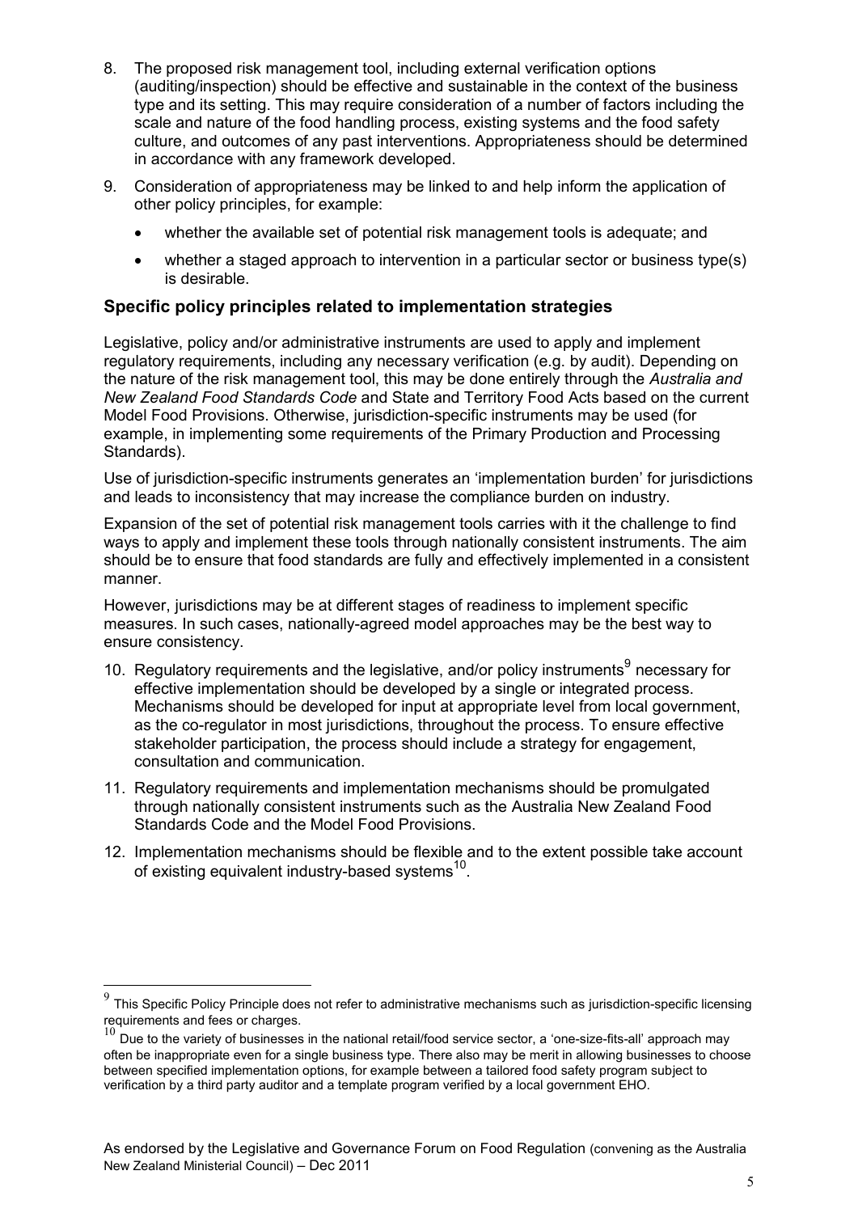8. The proposed risk management tool, including external verification options (auditing/inspection) should be effective and sustainable in the context of the business type and its setting. This may require consideration of a number of factors including the scale and nature of the food handling process, existing systems and the food safety culture, and outcomes of any past interventions. Appropriateness should be determined in accordance with any framework developed.
9. Consideration of appropriateness may be linked to and help inform the application of other policy principles, for example:
   - whether the available set of potential risk management tools is adequate; and
   - whether a staged approach to intervention in a particular sector or business type(s) is desirable.

### Specific policy principles related to implementation strategies

Legislative, policy and/or administrative instruments are used to apply and implement regulatory requirements, including any necessary verification (e.g. by audit). Depending on the nature of the risk management tool, this may be done entirely through the *Australia and New Zealand Food Standards Code* and State and Territory Food Acts based on the current Model Food Provisions. Otherwise, jurisdiction-specific instruments may be used (for example, in implementing some requirements of the Primary Production and Processing Standards).

Use of jurisdiction-specific instruments generates an 'implementation burden' for jurisdictions and leads to inconsistency that may increase the compliance burden on industry.

Expansion of the set of potential risk management tools carries with it the challenge to find ways to apply and implement these tools through nationally consistent instruments. The aim should be to ensure that food standards are fully and effectively implemented in a consistent manner.

However, jurisdictions may be at different stages of readiness to implement specific measures. In such cases, nationally-agreed model approaches may be the best way to ensure consistency.

10. Regulatory requirements and the legislative, and/or policy instruments[9] necessary for effective implementation should be developed by a single or integrated process. Mechanisms should be developed for input at appropriate level from local government, as the co-regulator in most jurisdictions, throughout the process. To ensure effective stakeholder participation, the process should include a strategy for engagement, consultation and communication.
11. Regulatory requirements and implementation mechanisms should be promulgated through nationally consistent instruments such as the Australia New Zealand Food Standards Code and the Model Food Provisions.
12. Implementation mechanisms should be flexible and to the extent possible take account of existing equivalent industry-based systems[10].

[9] This Specific Policy Principle does not refer to administrative mechanisms such as jurisdiction-specific licensing requirements and fees or charges.

[10] Due to the variety of businesses in the national retail/food service sector, a 'one-size-fits-all' approach may often be inappropriate even for a single business type. There also may be merit in allowing businesses to choose between specified implementation options, for example between a tailored food safety program subject to verification by a third party auditor and a template program verified by a local government EHO.

As endorsed by the Legislative and Governance Forum on Food Regulation (convening as the Australia New Zealand Ministerial Council) – Dec 2011